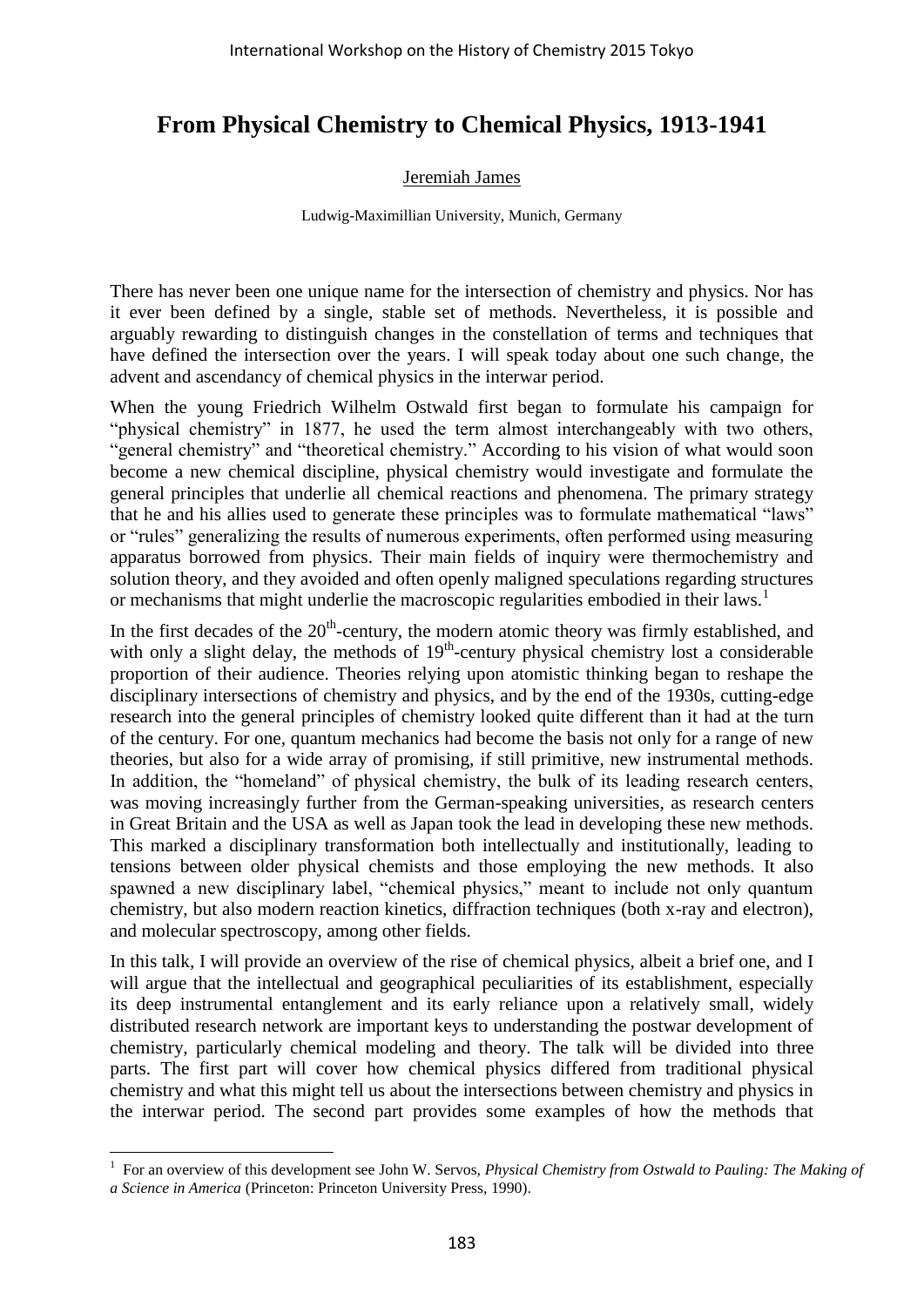# From Physical Chemistry to Chemical Physics, 1913-1941

Jeremiah James

Ludwig-Maximillian University, Munich, Germany

There has never been one unique name for the intersection of chemistry and physics. Nor has it ever been defined by a single, stable set of methods. Nevertheless, it is possible and arguably rewarding to distinguish changes in the constellation of terms and techniques that have defined the intersection over the years. I will speak today about one such change, the advent and ascendancy of chemical physics in the interwar period.

When the young Friedrich Wilhelm Ostwald first began to formulate his campaign for "physical chemistry" in 1877, he used the term almost interchangeably with two others, "general chemistry" and "theoretical chemistry." According to his vision of what would soon become a new chemical discipline, physical chemistry would investigate and formulate the general principles that underlie all chemical reactions and phenomena. The primary strategy that he and his allies used to generate these principles was to formulate mathematical "laws" or "rules" generalizing the results of numerous experiments, often performed using measuring apparatus borrowed from physics. Their main fields of inquiry were thermochemistry and solution theory, and they avoided and often openly maligned speculations regarding structures or mechanisms that might underlie the macroscopic regularities embodied in their laws.[1]

In the first decades of the 20th-century, the modern atomic theory was firmly established, and with only a slight delay, the methods of 19th-century physical chemistry lost a considerable proportion of their audience. Theories relying upon atomistic thinking began to reshape the disciplinary intersections of chemistry and physics, and by the end of the 1930s, cutting-edge research into the general principles of chemistry looked quite different than it had at the turn of the century. For one, quantum mechanics had become the basis not only for a range of new theories, but also for a wide array of promising, if still primitive, new instrumental methods. In addition, the "homeland" of physical chemistry, the bulk of its leading research centers, was moving increasingly further from the German-speaking universities, as research centers in Great Britain and the USA as well as Japan took the lead in developing these new methods. This marked a disciplinary transformation both intellectually and institutionally, leading to tensions between older physical chemists and those employing the new methods. It also spawned a new disciplinary label, "chemical physics," meant to include not only quantum chemistry, but also modern reaction kinetics, diffraction techniques (both x-ray and electron), and molecular spectroscopy, among other fields.

In this talk, I will provide an overview of the rise of chemical physics, albeit a brief one, and I will argue that the intellectual and geographical peculiarities of its establishment, especially its deep instrumental entanglement and its early reliance upon a relatively small, widely distributed research network are important keys to understanding the postwar development of chemistry, particularly chemical modeling and theory. The talk will be divided into three parts. The first part will cover how chemical physics differed from traditional physical chemistry and what this might tell us about the intersections between chemistry and physics in the interwar period. The second part provides some examples of how the methods that

[1] For an overview of this development see John W. Servos, *Physical Chemistry from Ostwald to Pauling: The Making of a Science in America* (Princeton: Princeton University Press, 1990).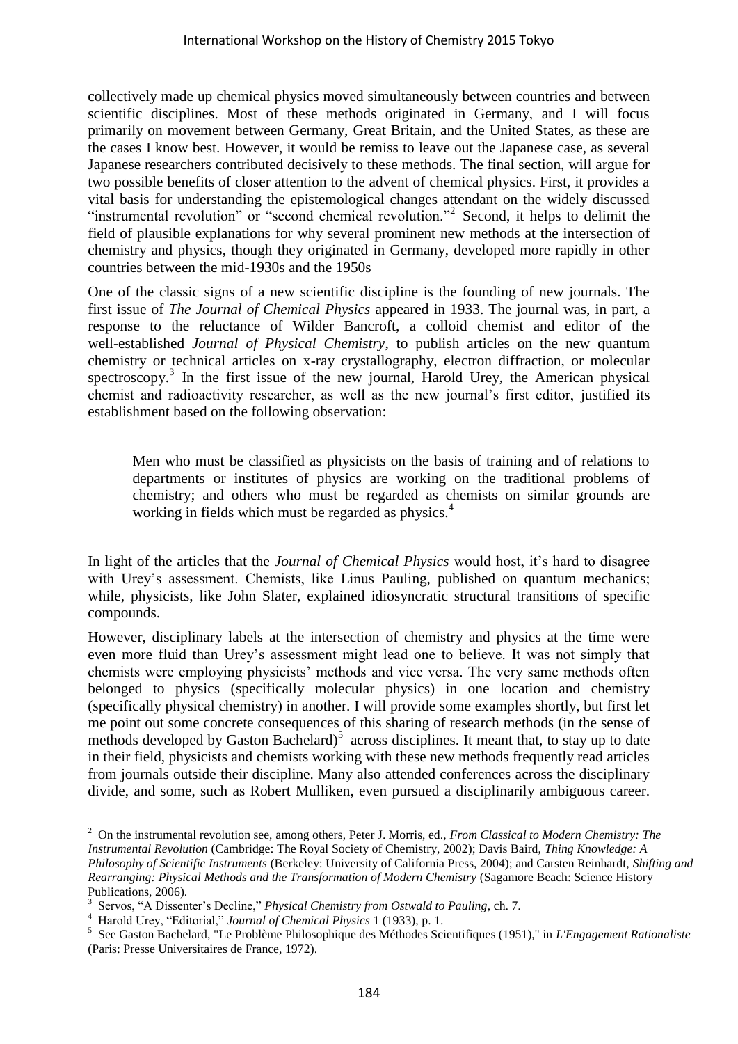collectively made up chemical physics moved simultaneously between countries and between scientific disciplines. Most of these methods originated in Germany, and I will focus primarily on movement between Germany, Great Britain, and the United States, as these are the cases I know best. However, it would be remiss to leave out the Japanese case, as several Japanese researchers contributed decisively to these methods. The final section, will argue for two possible benefits of closer attention to the advent of chemical physics. First, it provides a vital basis for understanding the epistemological changes attendant on the widely discussed "instrumental revolution" or "second chemical revolution."[2] Second, it helps to delimit the field of plausible explanations for why several prominent new methods at the intersection of chemistry and physics, though they originated in Germany, developed more rapidly in other countries between the mid-1930s and the 1950s

One of the classic signs of a new scientific discipline is the founding of new journals. The first issue of *The Journal of Chemical Physics* appeared in 1933. The journal was, in part, a response to the reluctance of Wilder Bancroft, a colloid chemist and editor of the well-established *Journal of Physical Chemistry*, to publish articles on the new quantum chemistry or technical articles on x-ray crystallography, electron diffraction, or molecular spectroscopy.[3] In the first issue of the new journal, Harold Urey, the American physical chemist and radioactivity researcher, as well as the new journal's first editor, justified its establishment based on the following observation:

> Men who must be classified as physicists on the basis of training and of relations to departments or institutes of physics are working on the traditional problems of chemistry; and others who must be regarded as chemists on similar grounds are working in fields which must be regarded as physics.[4]

In light of the articles that the *Journal of Chemical Physics* would host, it's hard to disagree with Urey's assessment. Chemists, like Linus Pauling, published on quantum mechanics; while, physicists, like John Slater, explained idiosyncratic structural transitions of specific compounds.

However, disciplinary labels at the intersection of chemistry and physics at the time were even more fluid than Urey's assessment might lead one to believe. It was not simply that chemists were employing physicists' methods and vice versa. The very same methods often belonged to physics (specifically molecular physics) in one location and chemistry (specifically physical chemistry) in another. I will provide some examples shortly, but first let me point out some concrete consequences of this sharing of research methods (in the sense of methods developed by Gaston Bachelard)[5] across disciplines. It meant that, to stay up to date in their field, physicists and chemists working with these new methods frequently read articles from journals outside their discipline. Many also attended conferences across the disciplinary divide, and some, such as Robert Mulliken, even pursued a disciplinarily ambiguous career.

---

[2] On the instrumental revolution see, among others, Peter J. Morris, ed., *From Classical to Modern Chemistry: The Instrumental Revolution* (Cambridge: The Royal Society of Chemistry, 2002); Davis Baird, *Thing Knowledge: A Philosophy of Scientific Instruments* (Berkeley: University of California Press, 2004); and Carsten Reinhardt, *Shifting and Rearranging: Physical Methods and the Transformation of Modern Chemistry* (Sagamore Beach: Science History Publications, 2006).

[3] Servos, "A Dissenter's Decline," *Physical Chemistry from Ostwald to Pauling*, ch. 7.

[4] Harold Urey, "Editorial," *Journal of Chemical Physics* 1 (1933), p. 1.

[5] See Gaston Bachelard, "Le Problème Philosophique des Méthodes Scientifiques (1951)," in *L'Engagement Rationaliste* (Paris: Presse Universitaires de France, 1972).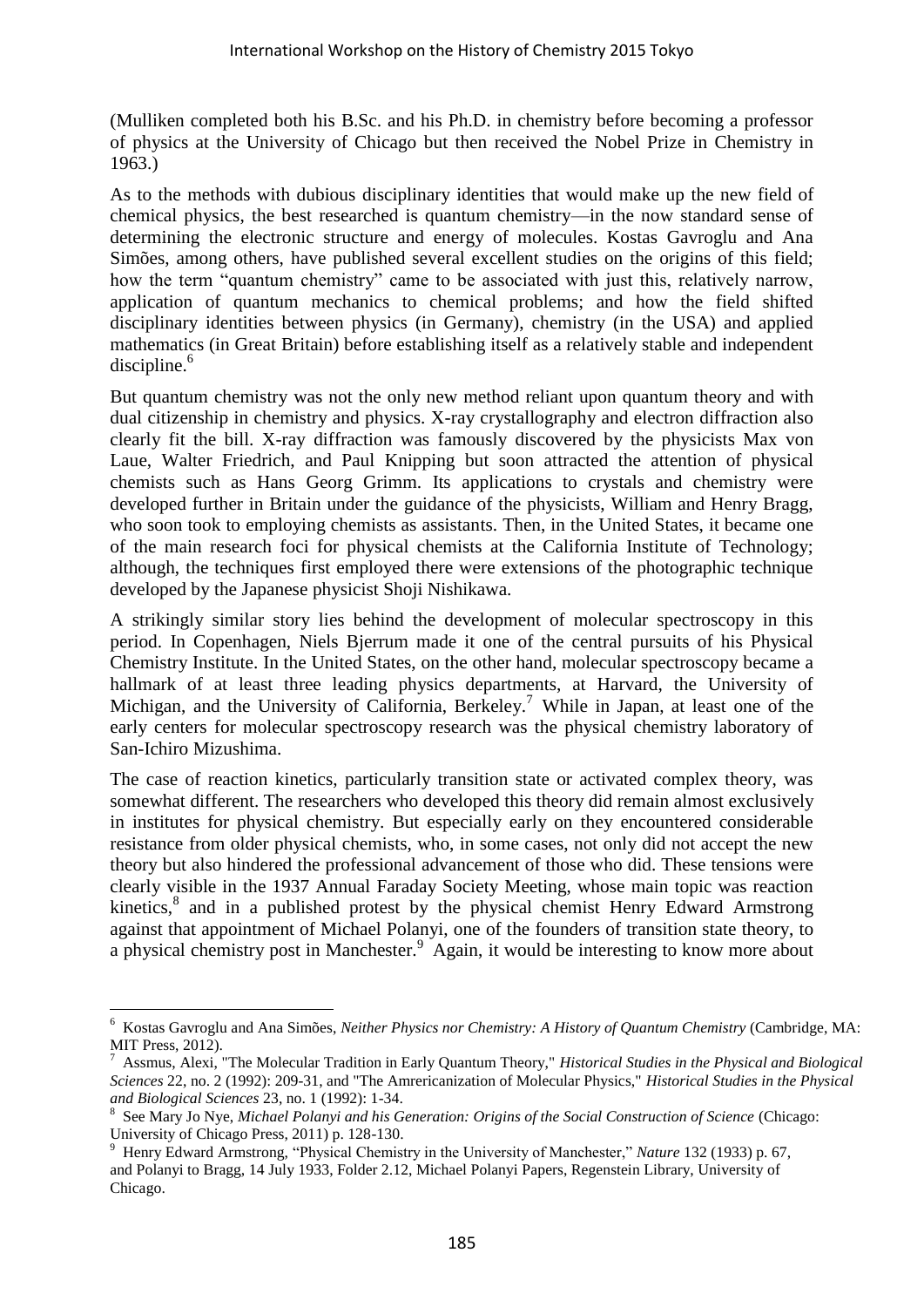(Mulliken completed both his B.Sc. and his Ph.D. in chemistry before becoming a professor of physics at the University of Chicago but then received the Nobel Prize in Chemistry in 1963.)

As to the methods with dubious disciplinary identities that would make up the new field of chemical physics, the best researched is quantum chemistry—in the now standard sense of determining the electronic structure and energy of molecules. Kostas Gavroglu and Ana Simões, among others, have published several excellent studies on the origins of this field; how the term "quantum chemistry" came to be associated with just this, relatively narrow, application of quantum mechanics to chemical problems; and how the field shifted disciplinary identities between physics (in Germany), chemistry (in the USA) and applied mathematics (in Great Britain) before establishing itself as a relatively stable and independent discipline.[6]

But quantum chemistry was not the only new method reliant upon quantum theory and with dual citizenship in chemistry and physics. X-ray crystallography and electron diffraction also clearly fit the bill. X-ray diffraction was famously discovered by the physicists Max von Laue, Walter Friedrich, and Paul Knipping but soon attracted the attention of physical chemists such as Hans Georg Grimm. Its applications to crystals and chemistry were developed further in Britain under the guidance of the physicists, William and Henry Bragg, who soon took to employing chemists as assistants. Then, in the United States, it became one of the main research foci for physical chemists at the California Institute of Technology; although, the techniques first employed there were extensions of the photographic technique developed by the Japanese physicist Shoji Nishikawa.

A strikingly similar story lies behind the development of molecular spectroscopy in this period. In Copenhagen, Niels Bjerrum made it one of the central pursuits of his Physical Chemistry Institute. In the United States, on the other hand, molecular spectroscopy became a hallmark of at least three leading physics departments, at Harvard, the University of Michigan, and the University of California, Berkeley.[7] While in Japan, at least one of the early centers for molecular spectroscopy research was the physical chemistry laboratory of San-Ichiro Mizushima.

The case of reaction kinetics, particularly transition state or activated complex theory, was somewhat different. The researchers who developed this theory did remain almost exclusively in institutes for physical chemistry. But especially early on they encountered considerable resistance from older physical chemists, who, in some cases, not only did not accept the new theory but also hindered the professional advancement of those who did. These tensions were clearly visible in the 1937 Annual Faraday Society Meeting, whose main topic was reaction kinetics,[8] and in a published protest by the physical chemist Henry Edward Armstrong against that appointment of Michael Polanyi, one of the founders of transition state theory, to a physical chemistry post in Manchester.[9] Again, it would be interesting to know more about

---

[6] Kostas Gavroglu and Ana Simões, *Neither Physics nor Chemistry: A History of Quantum Chemistry* (Cambridge, MA: MIT Press, 2012).

[7] Assmus, Alexi, "The Molecular Tradition in Early Quantum Theory," *Historical Studies in the Physical and Biological Sciences* 22, no. 2 (1992): 209-31, and "The Amrericanization of Molecular Physics," *Historical Studies in the Physical and Biological Sciences* 23, no. 1 (1992): 1-34.

[8] See Mary Jo Nye, *Michael Polanyi and his Generation: Origins of the Social Construction of Science* (Chicago: University of Chicago Press, 2011) p. 128-130.

[9] Henry Edward Armstrong, "Physical Chemistry in the University of Manchester," *Nature* 132 (1933) p. 67, and Polanyi to Bragg, 14 July 1933, Folder 2.12, Michael Polanyi Papers, Regenstein Library, University of Chicago.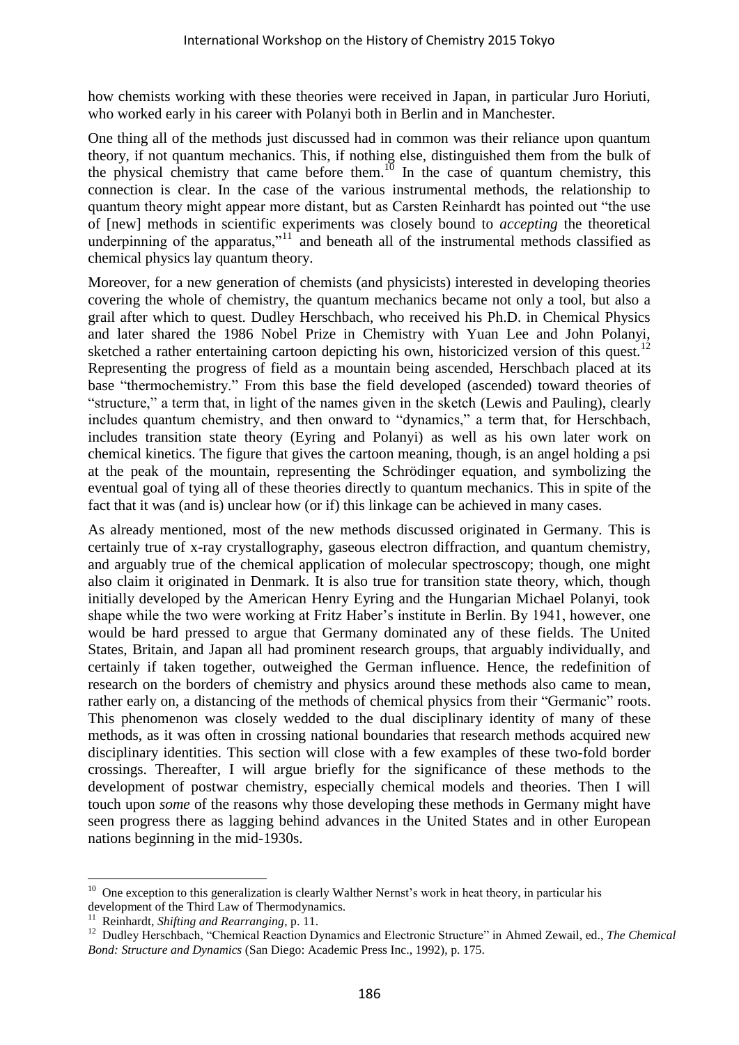how chemists working with these theories were received in Japan, in particular Juro Horiuti, who worked early in his career with Polanyi both in Berlin and in Manchester.

One thing all of the methods just discussed had in common was their reliance upon quantum theory, if not quantum mechanics. This, if nothing else, distinguished them from the bulk of the physical chemistry that came before them.[10] In the case of quantum chemistry, this connection is clear. In the case of the various instrumental methods, the relationship to quantum theory might appear more distant, but as Carsten Reinhardt has pointed out "the use of [new] methods in scientific experiments was closely bound to *accepting* the theoretical underpinning of the apparatus,"[11] and beneath all of the instrumental methods classified as chemical physics lay quantum theory.

Moreover, for a new generation of chemists (and physicists) interested in developing theories covering the whole of chemistry, the quantum mechanics became not only a tool, but also a grail after which to quest. Dudley Herschbach, who received his Ph.D. in Chemical Physics and later shared the 1986 Nobel Prize in Chemistry with Yuan Lee and John Polanyi, sketched a rather entertaining cartoon depicting his own, historicized version of this quest.[12] Representing the progress of field as a mountain being ascended, Herschbach placed at its base "thermochemistry." From this base the field developed (ascended) toward theories of "structure," a term that, in light of the names given in the sketch (Lewis and Pauling), clearly includes quantum chemistry, and then onward to "dynamics," a term that, for Herschbach, includes transition state theory (Eyring and Polanyi) as well as his own later work on chemical kinetics. The figure that gives the cartoon meaning, though, is an angel holding a psi at the peak of the mountain, representing the Schrödinger equation, and symbolizing the eventual goal of tying all of these theories directly to quantum mechanics. This in spite of the fact that it was (and is) unclear how (or if) this linkage can be achieved in many cases.

As already mentioned, most of the new methods discussed originated in Germany. This is certainly true of x-ray crystallography, gaseous electron diffraction, and quantum chemistry, and arguably true of the chemical application of molecular spectroscopy; though, one might also claim it originated in Denmark. It is also true for transition state theory, which, though initially developed by the American Henry Eyring and the Hungarian Michael Polanyi, took shape while the two were working at Fritz Haber's institute in Berlin. By 1941, however, one would be hard pressed to argue that Germany dominated any of these fields. The United States, Britain, and Japan all had prominent research groups, that arguably individually, and certainly if taken together, outweighed the German influence. Hence, the redefinition of research on the borders of chemistry and physics around these methods also came to mean, rather early on, a distancing of the methods of chemical physics from their "Germanic" roots. This phenomenon was closely wedded to the dual disciplinary identity of many of these methods, as it was often in crossing national boundaries that research methods acquired new disciplinary identities. This section will close with a few examples of these two-fold border crossings. Thereafter, I will argue briefly for the significance of these methods to the development of postwar chemistry, especially chemical models and theories. Then I will touch upon *some* of the reasons why those developing these methods in Germany might have seen progress there as lagging behind advances in the United States and in other European nations beginning in the mid-1930s.

---

[10] One exception to this generalization is clearly Walther Nernst's work in heat theory, in particular his development of the Third Law of Thermodynamics.

[11] Reinhardt, *Shifting and Rearranging*, p. 11.

[12] Dudley Herschbach, "Chemical Reaction Dynamics and Electronic Structure" in Ahmed Zewail, ed., *The Chemical Bond: Structure and Dynamics* (San Diego: Academic Press Inc., 1992), p. 175.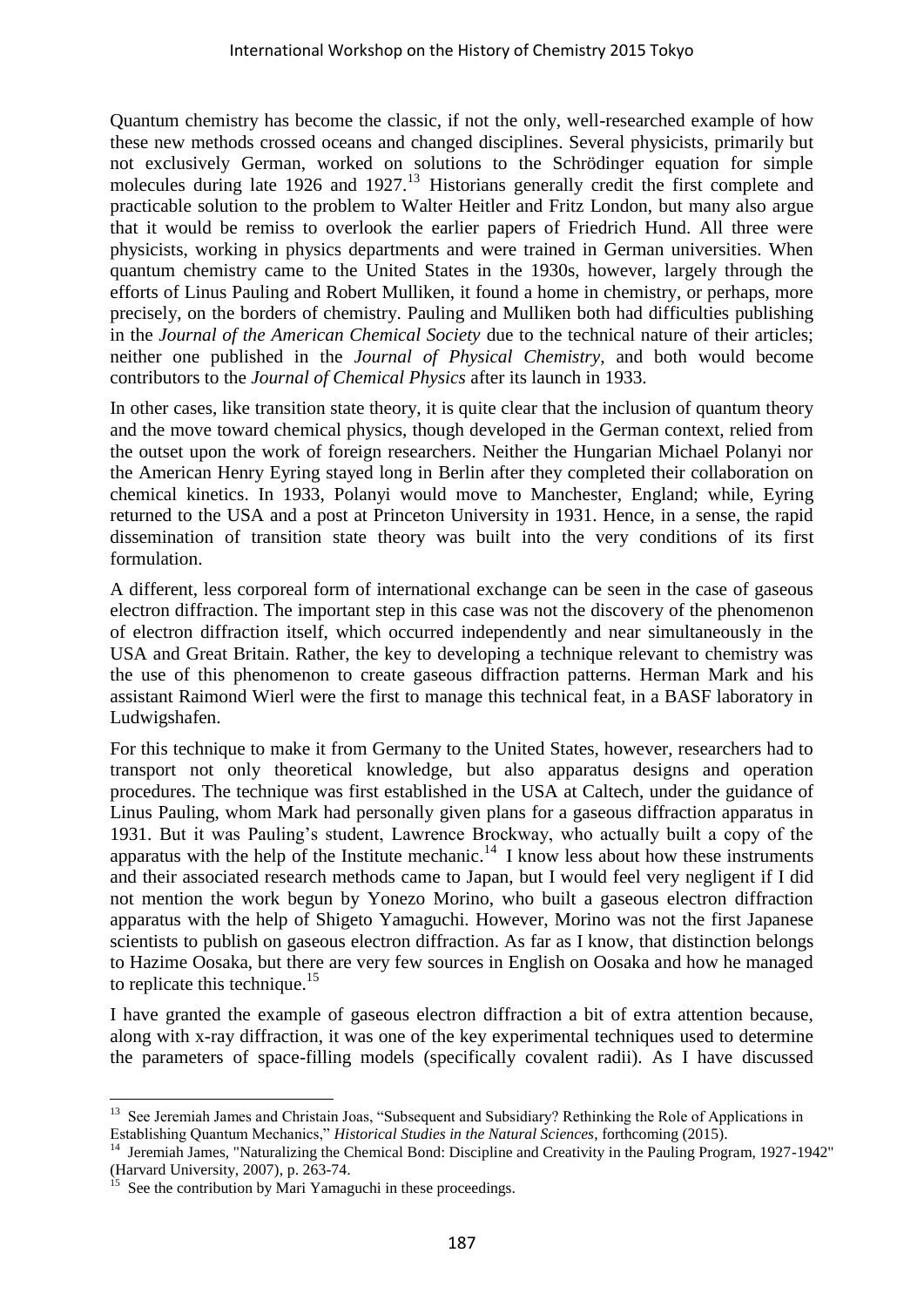Quantum chemistry has become the classic, if not the only, well-researched example of how these new methods crossed oceans and changed disciplines. Several physicists, primarily but not exclusively German, worked on solutions to the Schrödinger equation for simple molecules during late 1926 and 1927.[13] Historians generally credit the first complete and practicable solution to the problem to Walter Heitler and Fritz London, but many also argue that it would be remiss to overlook the earlier papers of Friedrich Hund. All three were physicists, working in physics departments and were trained in German universities. When quantum chemistry came to the United States in the 1930s, however, largely through the efforts of Linus Pauling and Robert Mulliken, it found a home in chemistry, or perhaps, more precisely, on the borders of chemistry. Pauling and Mulliken both had difficulties publishing in the *Journal of the American Chemical Society* due to the technical nature of their articles; neither one published in the *Journal of Physical Chemistry*, and both would become contributors to the *Journal of Chemical Physics* after its launch in 1933.

In other cases, like transition state theory, it is quite clear that the inclusion of quantum theory and the move toward chemical physics, though developed in the German context, relied from the outset upon the work of foreign researchers. Neither the Hungarian Michael Polanyi nor the American Henry Eyring stayed long in Berlin after they completed their collaboration on chemical kinetics. In 1933, Polanyi would move to Manchester, England; while, Eyring returned to the USA and a post at Princeton University in 1931. Hence, in a sense, the rapid dissemination of transition state theory was built into the very conditions of its first formulation.

A different, less corporeal form of international exchange can be seen in the case of gaseous electron diffraction. The important step in this case was not the discovery of the phenomenon of electron diffraction itself, which occurred independently and near simultaneously in the USA and Great Britain. Rather, the key to developing a technique relevant to chemistry was the use of this phenomenon to create gaseous diffraction patterns. Herman Mark and his assistant Raimond Wierl were the first to manage this technical feat, in a BASF laboratory in Ludwigshafen.

For this technique to make it from Germany to the United States, however, researchers had to transport not only theoretical knowledge, but also apparatus designs and operation procedures. The technique was first established in the USA at Caltech, under the guidance of Linus Pauling, whom Mark had personally given plans for a gaseous diffraction apparatus in 1931. But it was Pauling's student, Lawrence Brockway, who actually built a copy of the apparatus with the help of the Institute mechanic.[14] I know less about how these instruments and their associated research methods came to Japan, but I would feel very negligent if I did not mention the work begun by Yonezo Morino, who built a gaseous electron diffraction apparatus with the help of Shigeto Yamaguchi. However, Morino was not the first Japanese scientists to publish on gaseous electron diffraction. As far as I know, that distinction belongs to Hazime Oosaka, but there are very few sources in English on Oosaka and how he managed to replicate this technique.[15]

I have granted the example of gaseous electron diffraction a bit of extra attention because, along with x-ray diffraction, it was one of the key experimental techniques used to determine the parameters of space-filling models (specifically covalent radii). As I have discussed

---

[13] See Jeremiah James and Christain Joas, "Subsequent and Subsidiary? Rethinking the Role of Applications in Establishing Quantum Mechanics," *Historical Studies in the Natural Sciences*, forthcoming (2015).

[14] Jeremiah James, "Naturalizing the Chemical Bond: Discipline and Creativity in the Pauling Program, 1927-1942" (Harvard University, 2007), p. 263-74.

[15] See the contribution by Mari Yamaguchi in these proceedings.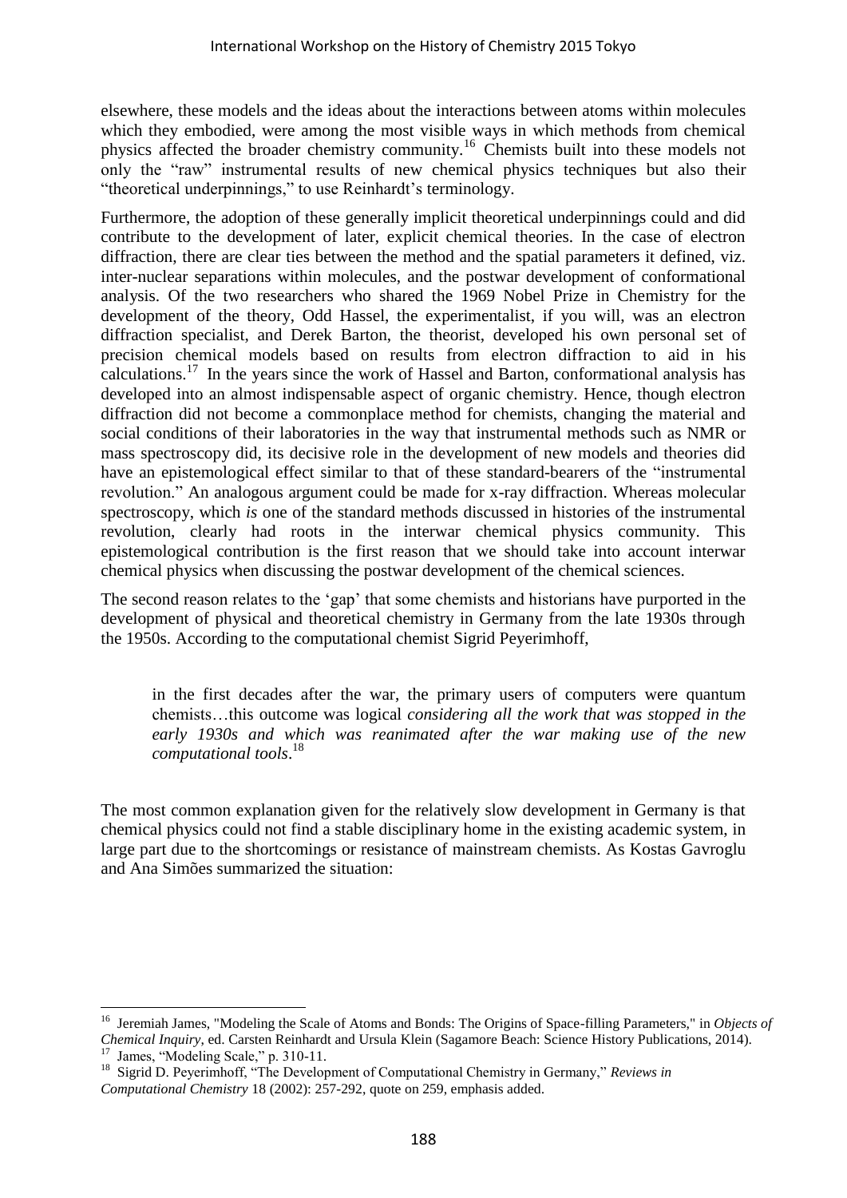elsewhere, these models and the ideas about the interactions between atoms within molecules which they embodied, were among the most visible ways in which methods from chemical physics affected the broader chemistry community.[16] Chemists built into these models not only the "raw" instrumental results of new chemical physics techniques but also their "theoretical underpinnings," to use Reinhardt's terminology.

Furthermore, the adoption of these generally implicit theoretical underpinnings could and did contribute to the development of later, explicit chemical theories. In the case of electron diffraction, there are clear ties between the method and the spatial parameters it defined, viz. inter-nuclear separations within molecules, and the postwar development of conformational analysis. Of the two researchers who shared the 1969 Nobel Prize in Chemistry for the development of the theory, Odd Hassel, the experimentalist, if you will, was an electron diffraction specialist, and Derek Barton, the theorist, developed his own personal set of precision chemical models based on results from electron diffraction to aid in his calculations.[17] In the years since the work of Hassel and Barton, conformational analysis has developed into an almost indispensable aspect of organic chemistry. Hence, though electron diffraction did not become a commonplace method for chemists, changing the material and social conditions of their laboratories in the way that instrumental methods such as NMR or mass spectroscopy did, its decisive role in the development of new models and theories did have an epistemological effect similar to that of these standard-bearers of the "instrumental revolution." An analogous argument could be made for x-ray diffraction. Whereas molecular spectroscopy, which *is* one of the standard methods discussed in histories of the instrumental revolution, clearly had roots in the interwar chemical physics community. This epistemological contribution is the first reason that we should take into account interwar chemical physics when discussing the postwar development of the chemical sciences.

The second reason relates to the 'gap' that some chemists and historians have purported in the development of physical and theoretical chemistry in Germany from the late 1930s through the 1950s. According to the computational chemist Sigrid Peyerimhoff,

> in the first decades after the war, the primary users of computers were quantum chemists…this outcome was logical *considering all the work that was stopped in the early 1930s and which was reanimated after the war making use of the new computational tools*.[18]

The most common explanation given for the relatively slow development in Germany is that chemical physics could not find a stable disciplinary home in the existing academic system, in large part due to the shortcomings or resistance of mainstream chemists. As Kostas Gavroglu and Ana Simões summarized the situation:

---

[16] Jeremiah James, "Modeling the Scale of Atoms and Bonds: The Origins of Space-filling Parameters," in *Objects of Chemical Inquiry*, ed. Carsten Reinhardt and Ursula Klein (Sagamore Beach: Science History Publications, 2014).

[17] James, "Modeling Scale," p. 310-11.

[18] Sigrid D. Peyerimhoff, "The Development of Computational Chemistry in Germany," *Reviews in Computational Chemistry* 18 (2002): 257-292, quote on 259, emphasis added.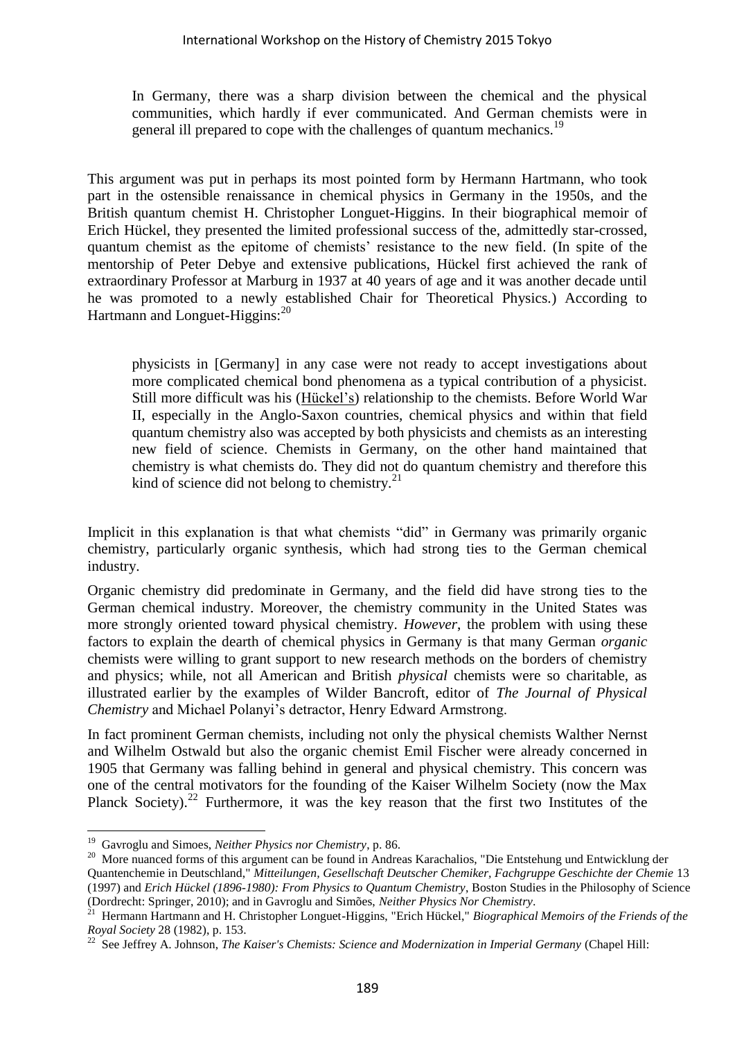> In Germany, there was a sharp division between the chemical and the physical communities, which hardly if ever communicated. And German chemists were in general ill prepared to cope with the challenges of quantum mechanics.[19]

This argument was put in perhaps its most pointed form by Hermann Hartmann, who took part in the ostensible renaissance in chemical physics in Germany in the 1950s, and the British quantum chemist H. Christopher Longuet-Higgins. In their biographical memoir of Erich Hückel, they presented the limited professional success of the, admittedly star-crossed, quantum chemist as the epitome of chemists' resistance to the new field. (In spite of the mentorship of Peter Debye and extensive publications, Hückel first achieved the rank of extraordinary Professor at Marburg in 1937 at 40 years of age and it was another decade until he was promoted to a newly established Chair for Theoretical Physics.) According to Hartmann and Longuet-Higgins:[20]

> physicists in [Germany] in any case were not ready to accept investigations about more complicated chemical bond phenomena as a typical contribution of a physicist. Still more difficult was his (Hückel's) relationship to the chemists. Before World War II, especially in the Anglo-Saxon countries, chemical physics and within that field quantum chemistry also was accepted by both physicists and chemists as an interesting new field of science. Chemists in Germany, on the other hand maintained that chemistry is what chemists do. They did not do quantum chemistry and therefore this kind of science did not belong to chemistry.[21]

Implicit in this explanation is that what chemists "did" in Germany was primarily organic chemistry, particularly organic synthesis, which had strong ties to the German chemical industry.

Organic chemistry did predominate in Germany, and the field did have strong ties to the German chemical industry. Moreover, the chemistry community in the United States was more strongly oriented toward physical chemistry. *However*, the problem with using these factors to explain the dearth of chemical physics in Germany is that many German *organic* chemists were willing to grant support to new research methods on the borders of chemistry and physics; while, not all American and British *physical* chemists were so charitable, as illustrated earlier by the examples of Wilder Bancroft, editor of *The Journal of Physical Chemistry* and Michael Polanyi's detractor, Henry Edward Armstrong.

In fact prominent German chemists, including not only the physical chemists Walther Nernst and Wilhelm Ostwald but also the organic chemist Emil Fischer were already concerned in 1905 that Germany was falling behind in general and physical chemistry. This concern was one of the central motivators for the founding of the Kaiser Wilhelm Society (now the Max Planck Society).[22] Furthermore, it was the key reason that the first two Institutes of the

---

[19] Gavroglu and Simoes, *Neither Physics nor Chemistry*, p. 86.

[20] More nuanced forms of this argument can be found in Andreas Karachalios, "Die Entstehung und Entwicklung der Quantenchemie in Deutschland," *Mitteilungen, Gesellschaft Deutscher Chemiker, Fachgruppe Geschichte der Chemie* 13 (1997) and *Erich Hückel (1896-1980): From Physics to Quantum Chemistry*, Boston Studies in the Philosophy of Science (Dordrecht: Springer, 2010); and in Gavroglu and Simões, *Neither Physics Nor Chemistry*.

[21] Hermann Hartmann and H. Christopher Longuet-Higgins, "Erich Hückel," *Biographical Memoirs of the Friends of the Royal Society* 28 (1982), p. 153.

[22] See Jeffrey A. Johnson, *The Kaiser's Chemists: Science and Modernization in Imperial Germany* (Chapel Hill: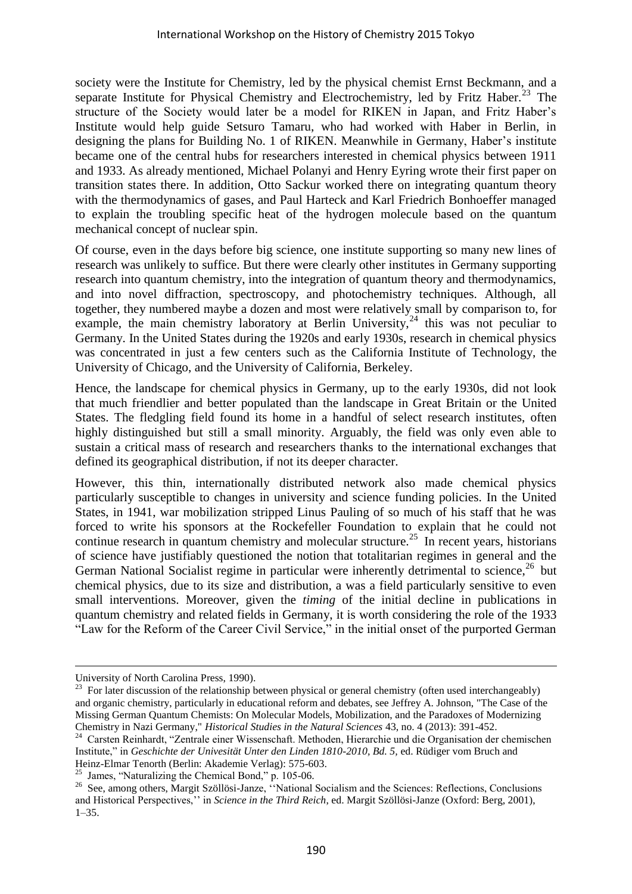society were the Institute for Chemistry, led by the physical chemist Ernst Beckmann, and a separate Institute for Physical Chemistry and Electrochemistry, led by Fritz Haber.[23] The structure of the Society would later be a model for RIKEN in Japan, and Fritz Haber's Institute would help guide Setsuro Tamaru, who had worked with Haber in Berlin, in designing the plans for Building No. 1 of RIKEN. Meanwhile in Germany, Haber's institute became one of the central hubs for researchers interested in chemical physics between 1911 and 1933. As already mentioned, Michael Polanyi and Henry Eyring wrote their first paper on transition states there. In addition, Otto Sackur worked there on integrating quantum theory with the thermodynamics of gases, and Paul Harteck and Karl Friedrich Bonhoeffer managed to explain the troubling specific heat of the hydrogen molecule based on the quantum mechanical concept of nuclear spin.

Of course, even in the days before big science, one institute supporting so many new lines of research was unlikely to suffice. But there were clearly other institutes in Germany supporting research into quantum chemistry, into the integration of quantum theory and thermodynamics, and into novel diffraction, spectroscopy, and photochemistry techniques. Although, all together, they numbered maybe a dozen and most were relatively small by comparison to, for example, the main chemistry laboratory at Berlin University,[24] this was not peculiar to Germany. In the United States during the 1920s and early 1930s, research in chemical physics was concentrated in just a few centers such as the California Institute of Technology, the University of Chicago, and the University of California, Berkeley.

Hence, the landscape for chemical physics in Germany, up to the early 1930s, did not look that much friendlier and better populated than the landscape in Great Britain or the United States. The fledgling field found its home in a handful of select research institutes, often highly distinguished but still a small minority. Arguably, the field was only even able to sustain a critical mass of research and researchers thanks to the international exchanges that defined its geographical distribution, if not its deeper character.

However, this thin, internationally distributed network also made chemical physics particularly susceptible to changes in university and science funding policies. In the United States, in 1941, war mobilization stripped Linus Pauling of so much of his staff that he was forced to write his sponsors at the Rockefeller Foundation to explain that he could not continue research in quantum chemistry and molecular structure.[25] In recent years, historians of science have justifiably questioned the notion that totalitarian regimes in general and the German National Socialist regime in particular were inherently detrimental to science,[26] but chemical physics, due to its size and distribution, a was a field particularly sensitive to even small interventions. Moreover, given the *timing* of the initial decline in publications in quantum chemistry and related fields in Germany, it is worth considering the role of the 1933 "Law for the Reform of the Career Civil Service," in the initial onset of the purported German

---

University of North Carolina Press, 1990).

[23] For later discussion of the relationship between physical or general chemistry (often used interchangeably) and organic chemistry, particularly in educational reform and debates, see Jeffrey A. Johnson, "The Case of the Missing German Quantum Chemists: On Molecular Models, Mobilization, and the Paradoxes of Modernizing Chemistry in Nazi Germany," *Historical Studies in the Natural Sciences* 43, no. 4 (2013): 391-452.

[24] Carsten Reinhardt, "Zentrale einer Wissenschaft. Methoden, Hierarchie und die Organisation der chemischen Institute," in *Geschichte der Univesität Unter den Linden 1810-2010, Bd. 5,* ed. Rüdiger vom Bruch and Heinz-Elmar Tenorth (Berlin: Akademie Verlag): 575-603.

[25] James, "Naturalizing the Chemical Bond," p. 105-06.

[26] See, among others, Margit Szöllösi-Janze, ''National Socialism and the Sciences: Reflections, Conclusions and Historical Perspectives,'' in *Science in the Third Reich*, ed. Margit Szöllösi-Janze (Oxford: Berg, 2001), 1–35.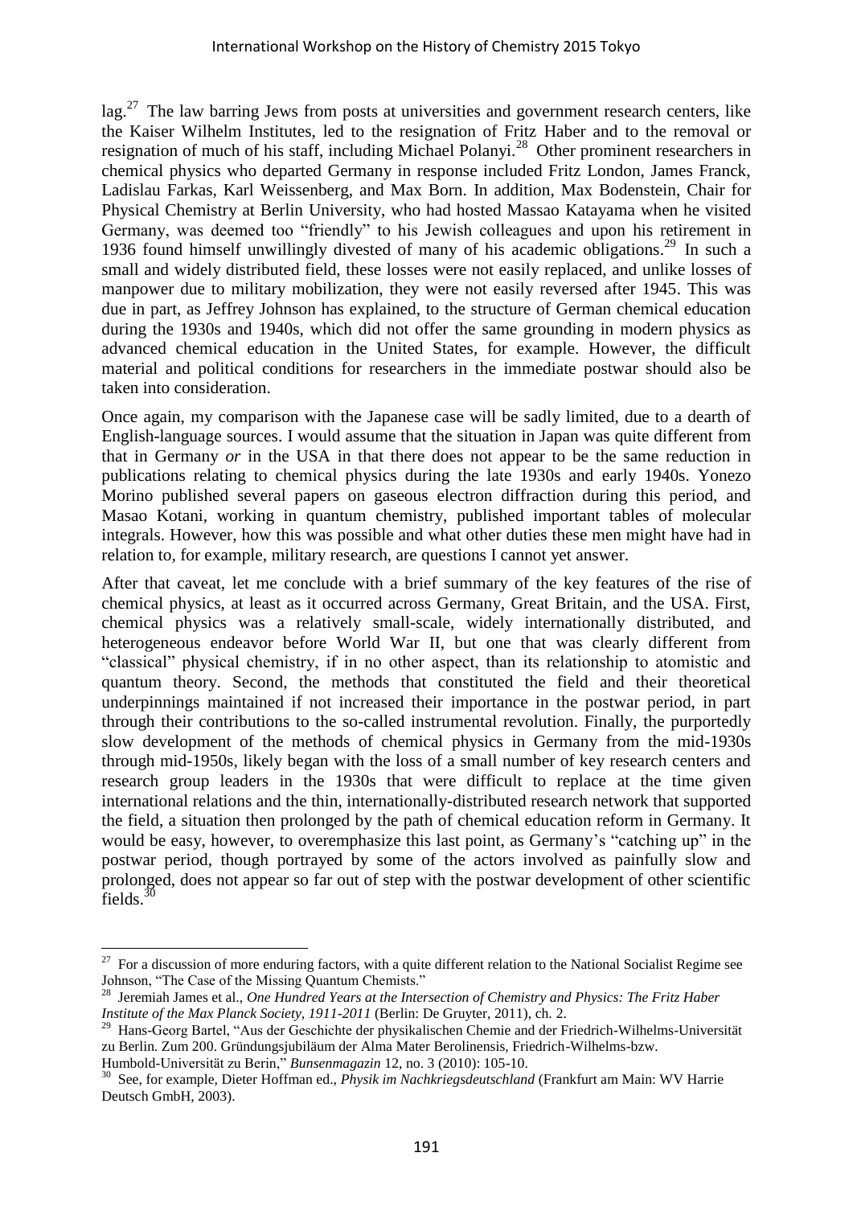lag.[27] The law barring Jews from posts at universities and government research centers, like the Kaiser Wilhelm Institutes, led to the resignation of Fritz Haber and to the removal or resignation of much of his staff, including Michael Polanyi.[28] Other prominent researchers in chemical physics who departed Germany in response included Fritz London, James Franck, Ladislau Farkas, Karl Weissenberg, and Max Born. In addition, Max Bodenstein, Chair for Physical Chemistry at Berlin University, who had hosted Massao Katayama when he visited Germany, was deemed too "friendly" to his Jewish colleagues and upon his retirement in 1936 found himself unwillingly divested of many of his academic obligations.[29] In such a small and widely distributed field, these losses were not easily replaced, and unlike losses of manpower due to military mobilization, they were not easily reversed after 1945. This was due in part, as Jeffrey Johnson has explained, to the structure of German chemical education during the 1930s and 1940s, which did not offer the same grounding in modern physics as advanced chemical education in the United States, for example. However, the difficult material and political conditions for researchers in the immediate postwar should also be taken into consideration.

Once again, my comparison with the Japanese case will be sadly limited, due to a dearth of English-language sources. I would assume that the situation in Japan was quite different from that in Germany *or* in the USA in that there does not appear to be the same reduction in publications relating to chemical physics during the late 1930s and early 1940s. Yonezo Morino published several papers on gaseous electron diffraction during this period, and Masao Kotani, working in quantum chemistry, published important tables of molecular integrals. However, how this was possible and what other duties these men might have had in relation to, for example, military research, are questions I cannot yet answer.

After that caveat, let me conclude with a brief summary of the key features of the rise of chemical physics, at least as it occurred across Germany, Great Britain, and the USA. First, chemical physics was a relatively small-scale, widely internationally distributed, and heterogeneous endeavor before World War II, but one that was clearly different from "classical" physical chemistry, if in no other aspect, than its relationship to atomistic and quantum theory. Second, the methods that constituted the field and their theoretical underpinnings maintained if not increased their importance in the postwar period, in part through their contributions to the so-called instrumental revolution. Finally, the purportedly slow development of the methods of chemical physics in Germany from the mid-1930s through mid-1950s, likely began with the loss of a small number of key research centers and research group leaders in the 1930s that were difficult to replace at the time given international relations and the thin, internationally-distributed research network that supported the field, a situation then prolonged by the path of chemical education reform in Germany. It would be easy, however, to overemphasize this last point, as Germany's "catching up" in the postwar period, though portrayed by some of the actors involved as painfully slow and prolonged, does not appear so far out of step with the postwar development of other scientific fields.[30]

---

[27] For a discussion of more enduring factors, with a quite different relation to the National Socialist Regime see Johnson, "The Case of the Missing Quantum Chemists."

[28] Jeremiah James et al., *One Hundred Years at the Intersection of Chemistry and Physics: The Fritz Haber Institute of the Max Planck Society, 1911-2011* (Berlin: De Gruyter, 2011), ch. 2.

[29] Hans-Georg Bartel, "Aus der Geschichte der physikalischen Chemie and der Friedrich-Wilhelms-Universität zu Berlin. Zum 200. Gründungsjubiläum der Alma Mater Berolinensis, Friedrich-Wilhelms-bzw. Humbold-Universität zu Berin," *Bunsenmagazin* 12, no. 3 (2010): 105-10.

[30] See, for example, Dieter Hoffman ed., *Physik im Nachkriegsdeutschland* (Frankfurt am Main: WV Harrie Deutsch GmbH, 2003).